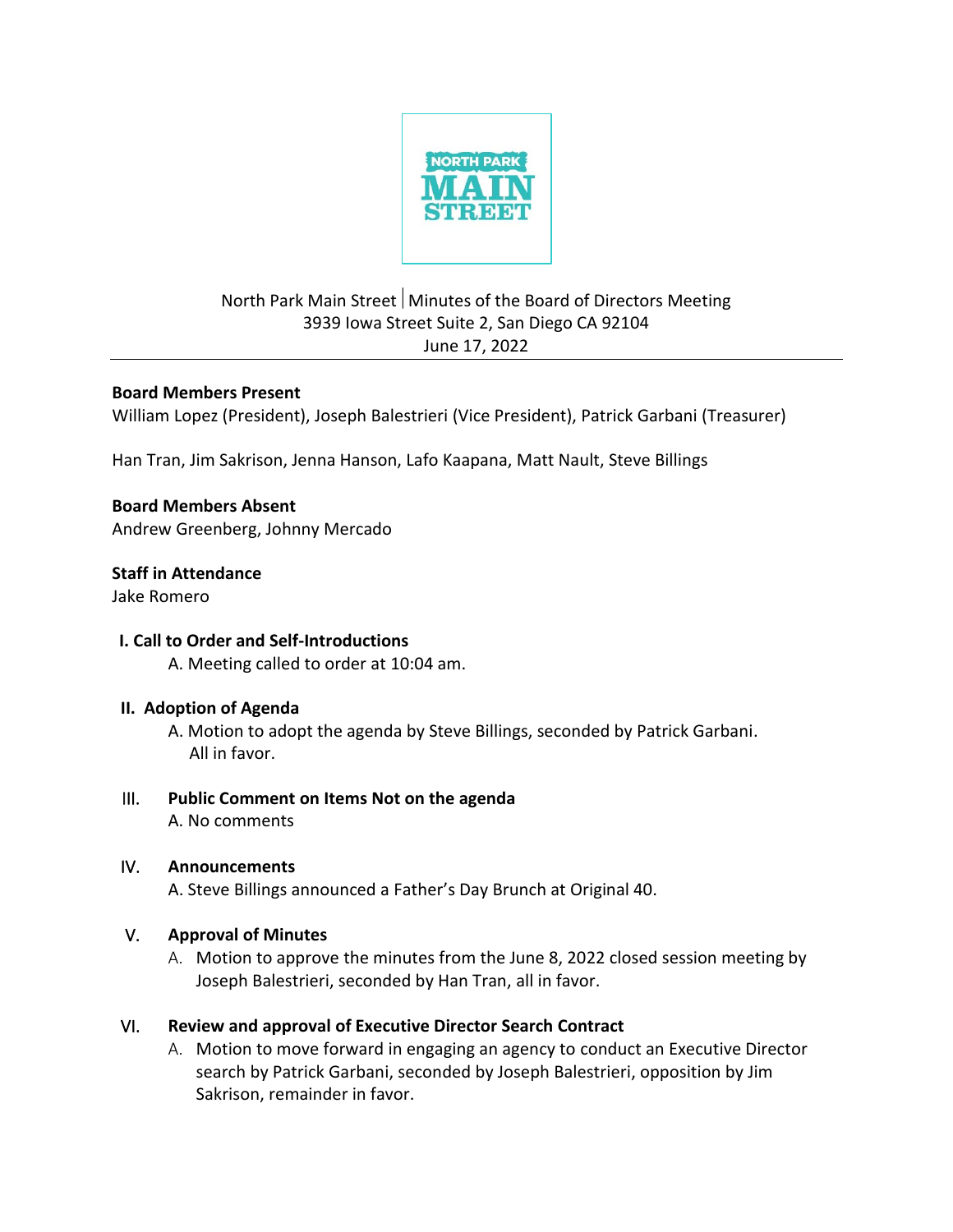NORTH PARK MAIN STREET

North Park Main Street | Minutes of the Board of Directors Meeting
3939 Iowa Street Suite 2, San Diego CA 92104
June 17, 2022

**Board Members Present**
William Lopez (President), Joseph Balestrieri (Vice President), Patrick Garbani (Treasurer)

Han Tran, Jim Sakrison, Jenna Hanson, Lafo Kaapana, Matt Nault, Steve Billings

**Board Members Absent**
Andrew Greenberg, Johnny Mercado

**Staff in Attendance**
Jake Romero

**I. Call to Order and Self-Introductions**

A. Meeting called to order at 10:04 am.

**II. Adoption of Agenda**

A. Motion to adopt the agenda by Steve Billings, seconded by Patrick Garbani. All in favor.

**III. Public Comment on Items Not on the agenda**

A. No comments

**IV. Announcements**

A. Steve Billings announced a Father's Day Brunch at Original 40.

**V. Approval of Minutes**

A. Motion to approve the minutes from the June 8, 2022 closed session meeting by Joseph Balestrieri, seconded by Han Tran, all in favor.

**VI. Review and approval of Executive Director Search Contract**

A. Motion to move forward in engaging an agency to conduct an Executive Director search by Patrick Garbani, seconded by Joseph Balestrieri, opposition by Jim Sakrison, remainder in favor.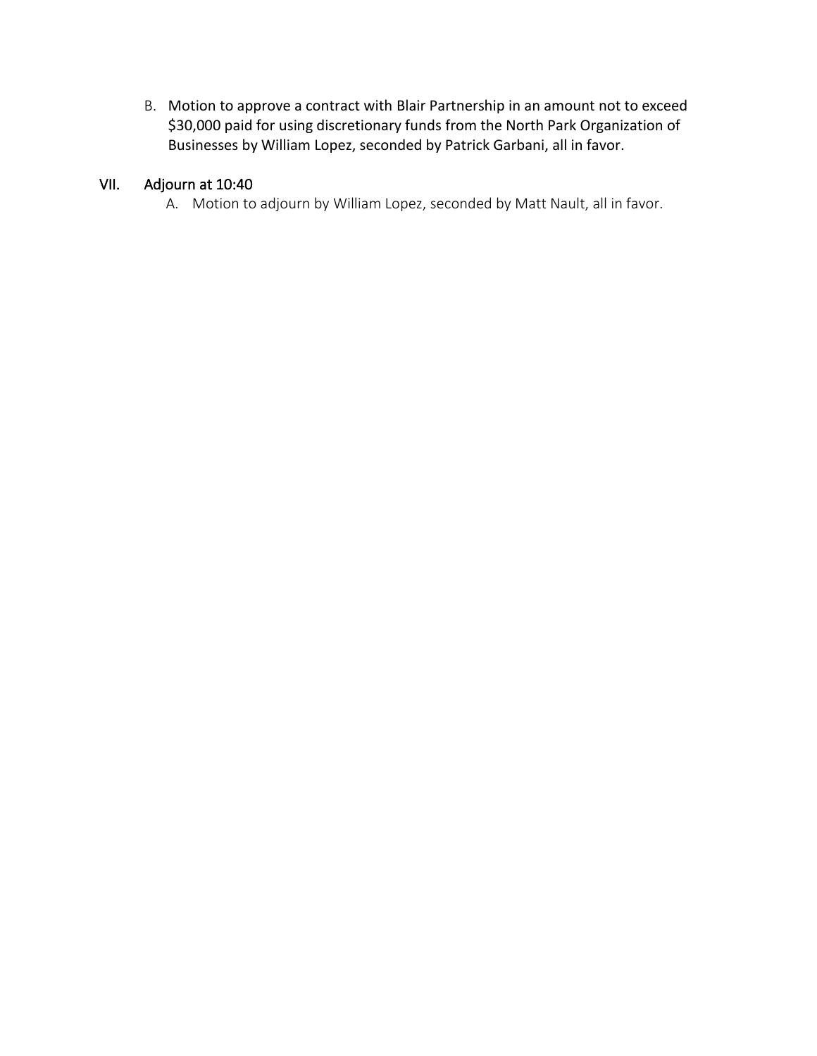B. Motion to approve a contract with Blair Partnership in an amount not to exceed $30,000 paid for using discretionary funds from the North Park Organization of Businesses by William Lopez, seconded by Patrick Garbani, all in favor.

## VII. Adjourn at 10:40

A. Motion to adjourn by William Lopez, seconded by Matt Nault, all in favor.